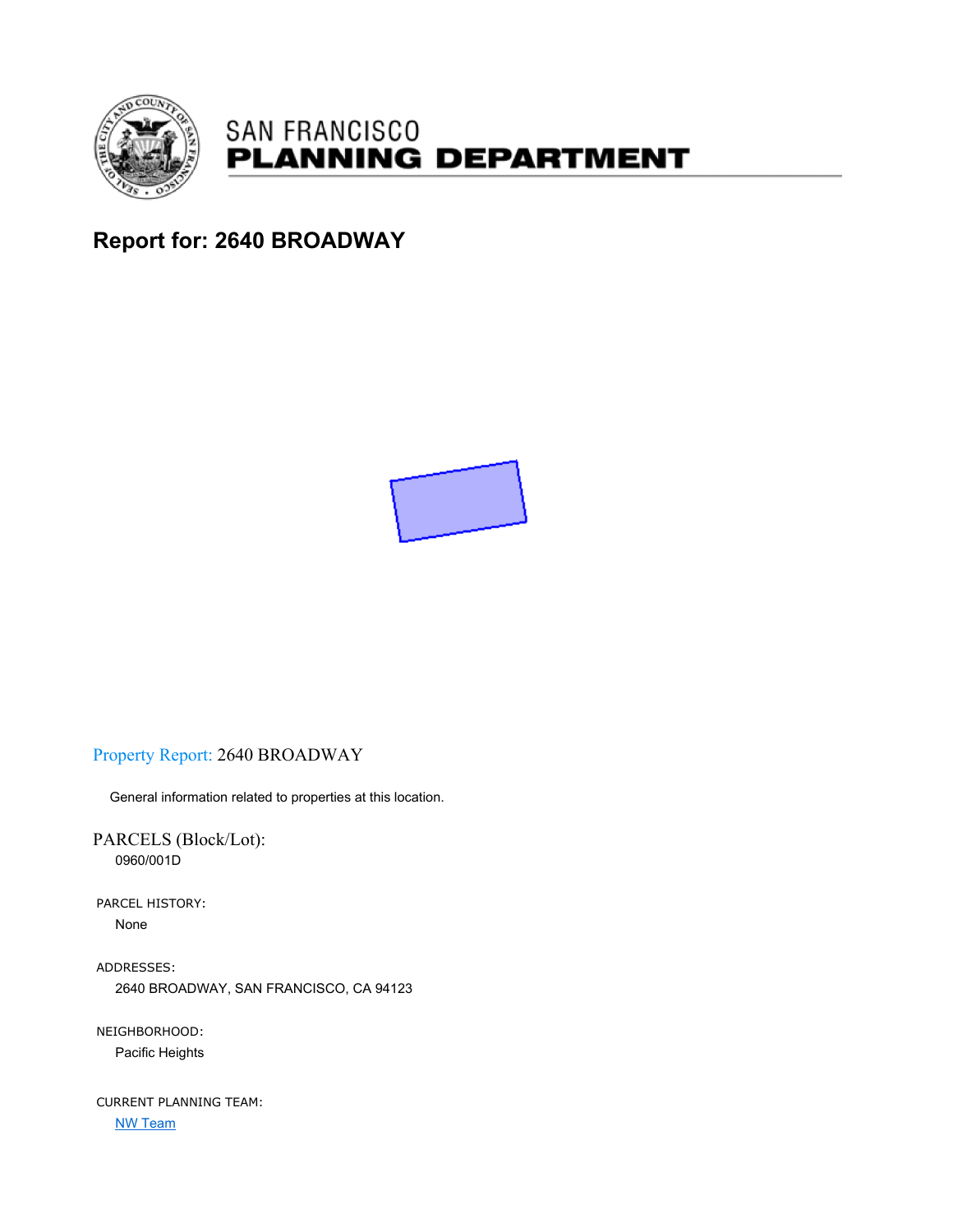SAN FRANCISCO
**PLANNING DEPARTMENT**

# Report for: 2640 BROADWAY

## Property Report: 2640 BROADWAY

General information related to properties at this location.

### PARCELS (Block/Lot):

0960/001D

PARCEL HISTORY:

None

ADDRESSES:

2640 BROADWAY, SAN FRANCISCO, CA 94123

NEIGHBORHOOD:

Pacific Heights

CURRENT PLANNING TEAM:

NW Team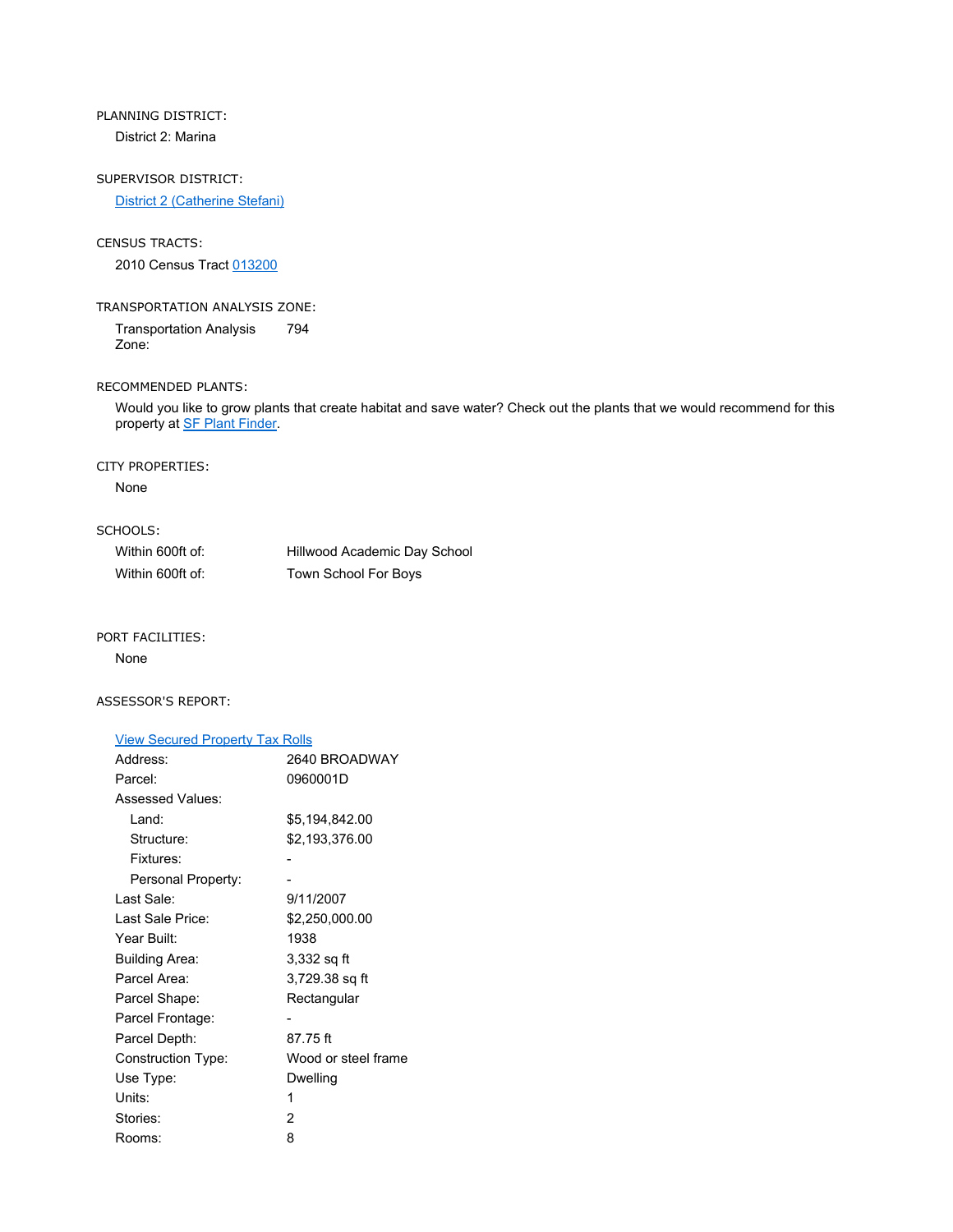PLANNING DISTRICT:

District 2: Marina

SUPERVISOR DISTRICT:

[District 2 (Catherine Stefani)]

CENSUS TRACTS:

2010 Census Tract [013200]

TRANSPORTATION ANALYSIS ZONE:

| | |
|---|---|
| Transportation Analysis Zone: | 794 |

RECOMMENDED PLANTS:

Would you like to grow plants that create habitat and save water? Check out the plants that we would recommend for this property at [SF Plant Finder].

CITY PROPERTIES:

None

SCHOOLS:

| | |
|---|---|
| Within 600ft of: | Hillwood Academic Day School |
| Within 600ft of: | Town School For Boys |

PORT FACILITIES:

None

ASSESSOR'S REPORT:

[View Secured Property Tax Rolls]

| | |
|---|---|
| Address: | 2640 BROADWAY |
| Parcel: | 0960001D |
| Assessed Values: | |
| Land: | $5,194,842.00 |
| Structure: | $2,193,376.00 |
| Fixtures: | - |
| Personal Property: | - |
| Last Sale: | 9/11/2007 |
| Last Sale Price: | $2,250,000.00 |
| Year Built: | 1938 |
| Building Area: | 3,332 sq ft |
| Parcel Area: | 3,729.38 sq ft |
| Parcel Shape: | Rectangular |
| Parcel Frontage: | - |
| Parcel Depth: | 87.75 ft |
| Construction Type: | Wood or steel frame |
| Use Type: | Dwelling |
| Units: | 1 |
| Stories: | 2 |
| Rooms: | 8 |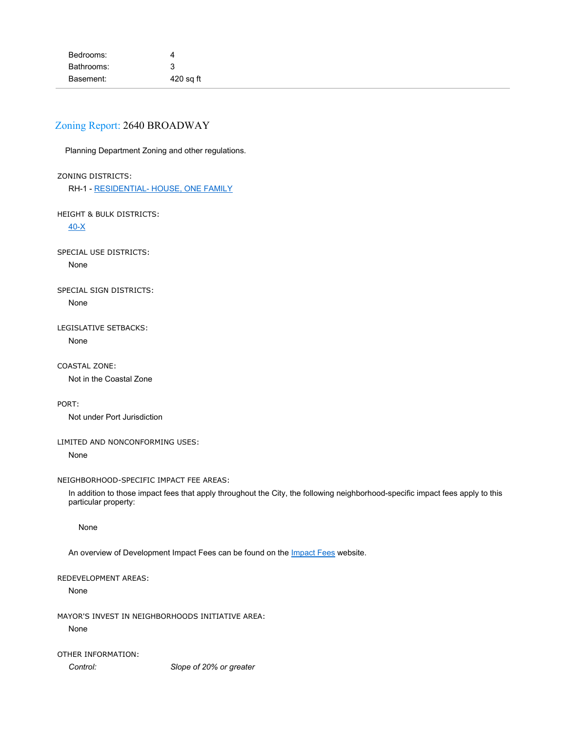| | |
|---|---|
| Bedrooms: | 4 |
| Bathrooms: | 3 |
| Basement: | 420 sq ft |

## Zoning Report: 2640 BROADWAY

Planning Department Zoning and other regulations.

ZONING DISTRICTS:

RH-1 - RESIDENTIAL- HOUSE, ONE FAMILY

HEIGHT & BULK DISTRICTS:

40-X

SPECIAL USE DISTRICTS:

None

SPECIAL SIGN DISTRICTS:

None

LEGISLATIVE SETBACKS:

None

COASTAL ZONE:

Not in the Coastal Zone

PORT:

Not under Port Jurisdiction

LIMITED AND NONCONFORMING USES:

None

NEIGHBORHOOD-SPECIFIC IMPACT FEE AREAS:

In addition to those impact fees that apply throughout the City, the following neighborhood-specific impact fees apply to this particular property:

None

An overview of Development Impact Fees can be found on the Impact Fees website.

REDEVELOPMENT AREAS:

None

MAYOR'S INVEST IN NEIGHBORHOODS INITIATIVE AREA:

None

OTHER INFORMATION:

*Control:* *Slope of 20% or greater*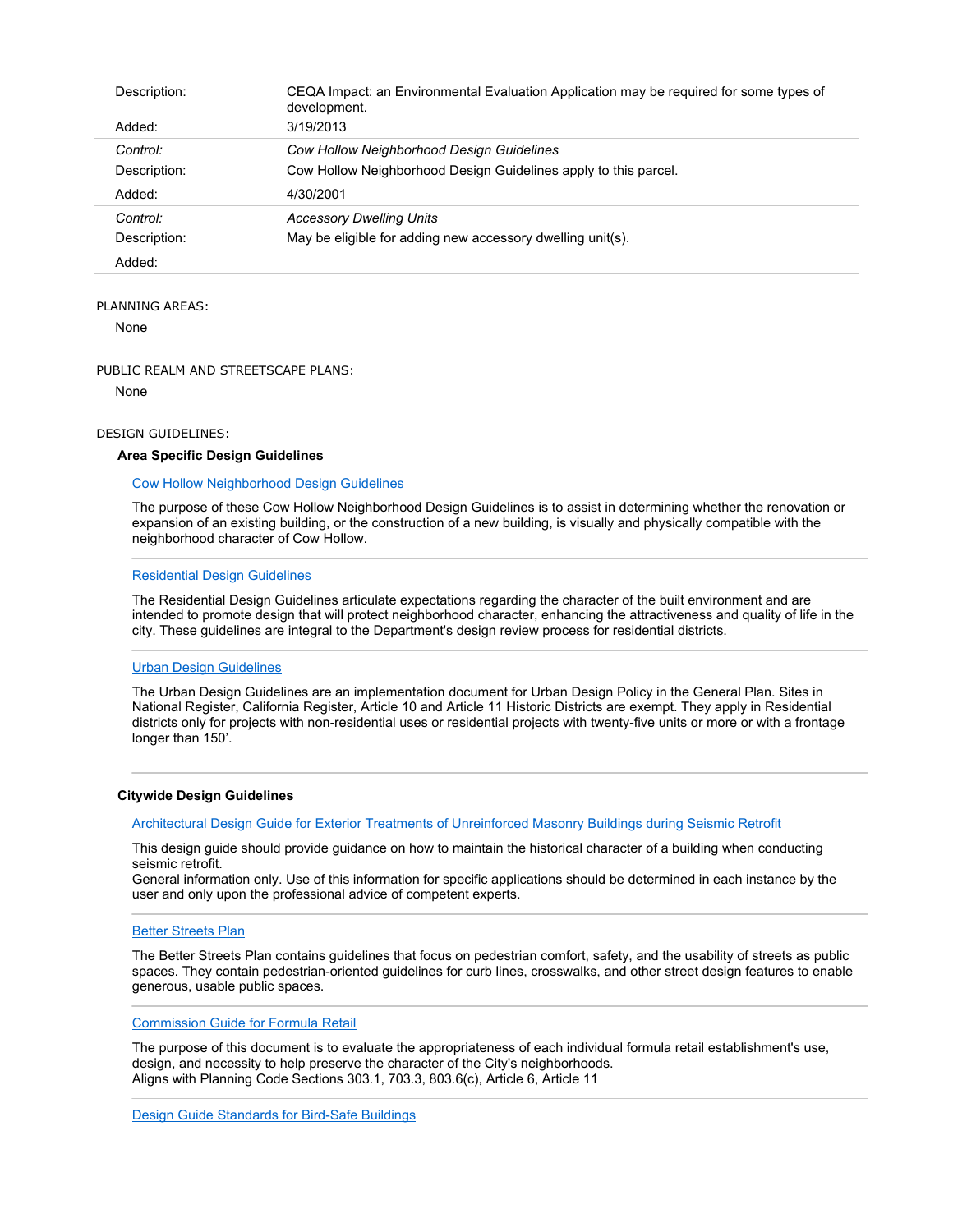| | |
|---|---|
| Description: | CEQA Impact: an Environmental Evaluation Application may be required for some types of development. |
| Added: | 3/19/2013 |
| *Control:* | *Cow Hollow Neighborhood Design Guidelines* |
| Description: | Cow Hollow Neighborhood Design Guidelines apply to this parcel. |
| Added: | 4/30/2001 |
| *Control:* | *Accessory Dwelling Units* |
| Description: | May be eligible for adding new accessory dwelling unit(s). |
| Added: | |

PLANNING AREAS:

None

PUBLIC REALM AND STREETSCAPE PLANS:

None

DESIGN GUIDELINES:

**Area Specific Design Guidelines**

Cow Hollow Neighborhood Design Guidelines

The purpose of these Cow Hollow Neighborhood Design Guidelines is to assist in determining whether the renovation or expansion of an existing building, or the construction of a new building, is visually and physically compatible with the neighborhood character of Cow Hollow.

Residential Design Guidelines

The Residential Design Guidelines articulate expectations regarding the character of the built environment and are intended to promote design that will protect neighborhood character, enhancing the attractiveness and quality of life in the city. These guidelines are integral to the Department's design review process for residential districts.

Urban Design Guidelines

The Urban Design Guidelines are an implementation document for Urban Design Policy in the General Plan. Sites in National Register, California Register, Article 10 and Article 11 Historic Districts are exempt. They apply in Residential districts only for projects with non-residential uses or residential projects with twenty-five units or more or with a frontage longer than 150'.

**Citywide Design Guidelines**

Architectural Design Guide for Exterior Treatments of Unreinforced Masonry Buildings during Seismic Retrofit

This design guide should provide guidance on how to maintain the historical character of a building when conducting seismic retrofit.
General information only. Use of this information for specific applications should be determined in each instance by the user and only upon the professional advice of competent experts.

Better Streets Plan

The Better Streets Plan contains guidelines that focus on pedestrian comfort, safety, and the usability of streets as public spaces. They contain pedestrian-oriented guidelines for curb lines, crosswalks, and other street design features to enable generous, usable public spaces.

Commission Guide for Formula Retail

The purpose of this document is to evaluate the appropriateness of each individual formula retail establishment's use, design, and necessity to help preserve the character of the City's neighborhoods.
Aligns with Planning Code Sections 303.1, 703.3, 803.6(c), Article 6, Article 11

Design Guide Standards for Bird-Safe Buildings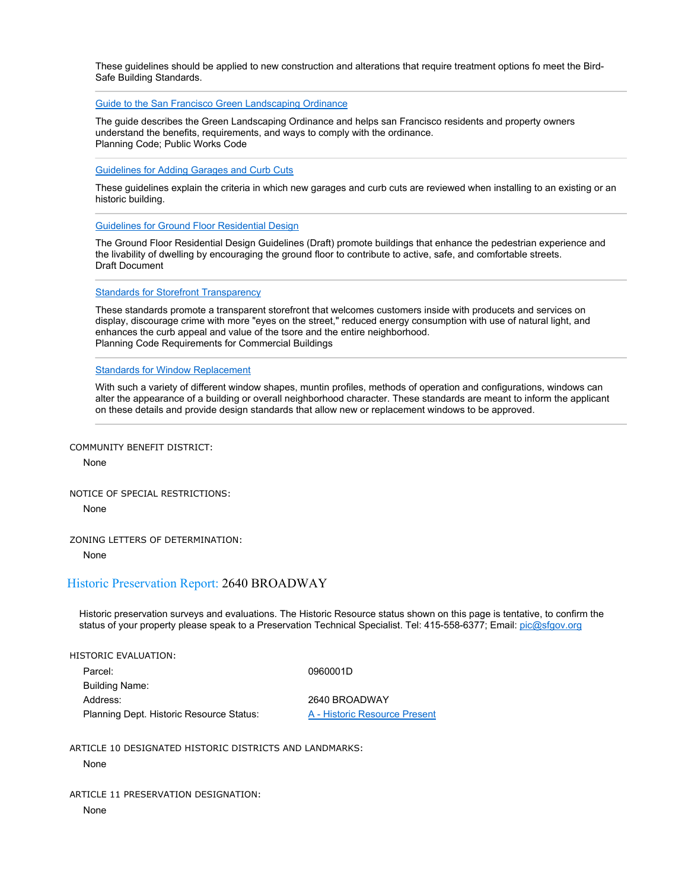These guidelines should be applied to new construction and alterations that require treatment options fo meet the Bird-Safe Building Standards.

---

[Guide to the San Francisco Green Landscaping Ordinance](#)

The guide describes the Green Landscaping Ordinance and helps san Francisco residents and property owners understand the benefits, requirements, and ways to comply with the ordinance.
Planning Code; Public Works Code

---

[Guidelines for Adding Garages and Curb Cuts](#)

These guidelines explain the criteria in which new garages and curb cuts are reviewed when installing to an existing or an historic building.

---

[Guidelines for Ground Floor Residential Design](#)

The Ground Floor Residential Design Guidelines (Draft) promote buildings that enhance the pedestrian experience and the livability of dwelling by encouraging the ground floor to contribute to active, safe, and comfortable streets.
Draft Document

---

[Standards for Storefront Transparency](#)

These standards promote a transparent storefront that welcomes customers inside with producets and services on display, discourage crime with more "eyes on the street," reduced energy consumption with use of natural light, and enhances the curb appeal and value of the tsore and the entire neighborhood.
Planning Code Requirements for Commercial Buildings

---

[Standards for Window Replacement](#)

With such a variety of different window shapes, muntin profiles, methods of operation and configurations, windows can alter the appearance of a building or overall neighborhood character. These standards are meant to inform the applicant on these details and provide design standards that allow new or replacement windows to be approved.

---

COMMUNITY BENEFIT DISTRICT:

None

NOTICE OF SPECIAL RESTRICTIONS:

None

ZONING LETTERS OF DETERMINATION:

None

## Historic Preservation Report: 2640 BROADWAY

Historic preservation surveys and evaluations. The Historic Resource status shown on this page is tentative, to confirm the status of your property please speak to a Preservation Technical Specialist. Tel: 415-558-6377; Email: pic@sfgov.org

HISTORIC EVALUATION:

| | |
|---|---|
| Parcel: | 0960001D |
| Building Name: | |
| Address: | 2640 BROADWAY |
| Planning Dept. Historic Resource Status: | A - Historic Resource Present |

ARTICLE 10 DESIGNATED HISTORIC DISTRICTS AND LANDMARKS:

None

ARTICLE 11 PRESERVATION DESIGNATION:

None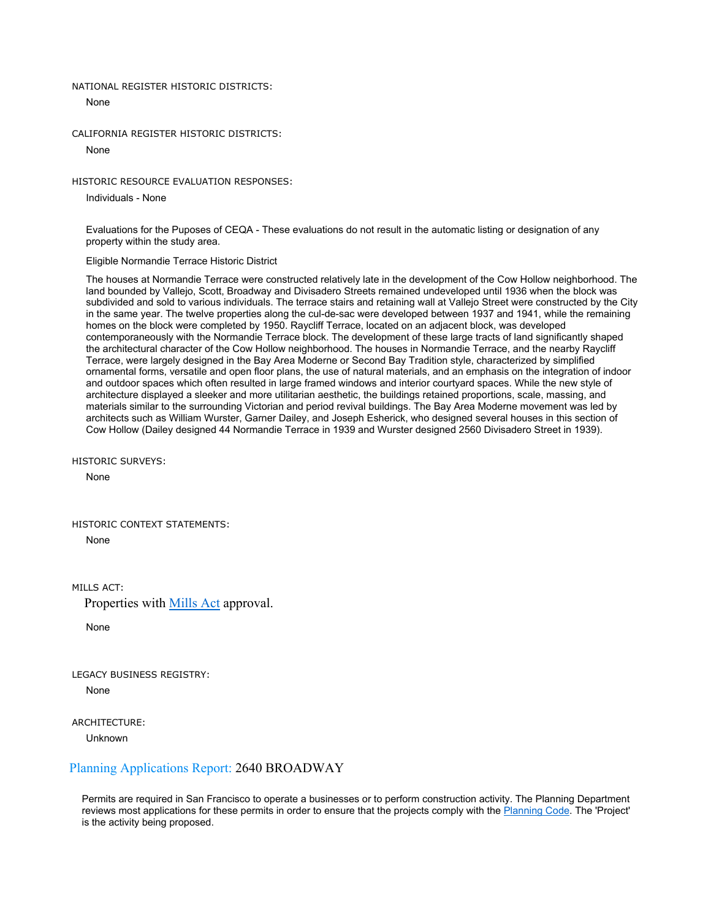NATIONAL REGISTER HISTORIC DISTRICTS:

None

CALIFORNIA REGISTER HISTORIC DISTRICTS:

None

HISTORIC RESOURCE EVALUATION RESPONSES:

Individuals - None

Evaluations for the Puposes of CEQA - These evaluations do not result in the automatic listing or designation of any property within the study area.

Eligible Normandie Terrace Historic District

The houses at Normandie Terrace were constructed relatively late in the development of the Cow Hollow neighborhood. The land bounded by Vallejo, Scott, Broadway and Divisadero Streets remained undeveloped until 1936 when the block was subdivided and sold to various individuals. The terrace stairs and retaining wall at Vallejo Street were constructed by the City in the same year. The twelve properties along the cul-de-sac were developed between 1937 and 1941, while the remaining homes on the block were completed by 1950. Raycliff Terrace, located on an adjacent block, was developed contemporaneously with the Normandie Terrace block. The development of these large tracts of land significantly shaped the architectural character of the Cow Hollow neighborhood. The houses in Normandie Terrace, and the nearby Raycliff Terrace, were largely designed in the Bay Area Moderne or Second Bay Tradition style, characterized by simplified ornamental forms, versatile and open floor plans, the use of natural materials, and an emphasis on the integration of indoor and outdoor spaces which often resulted in large framed windows and interior courtyard spaces. While the new style of architecture displayed a sleeker and more utilitarian aesthetic, the buildings retained proportions, scale, massing, and materials similar to the surrounding Victorian and period revival buildings. The Bay Area Moderne movement was led by architects such as William Wurster, Garner Dailey, and Joseph Esherick, who designed several houses in this section of Cow Hollow (Dailey designed 44 Normandie Terrace in 1939 and Wurster designed 2560 Divisadero Street in 1939).

HISTORIC SURVEYS:

None

HISTORIC CONTEXT STATEMENTS:

None

MILLS ACT:

Properties with Mills Act approval.

None

LEGACY BUSINESS REGISTRY:

None

ARCHITECTURE:

Unknown

## Planning Applications Report: 2640 BROADWAY

Permits are required in San Francisco to operate a businesses or to perform construction activity. The Planning Department reviews most applications for these permits in order to ensure that the projects comply with the Planning Code. The 'Project' is the activity being proposed.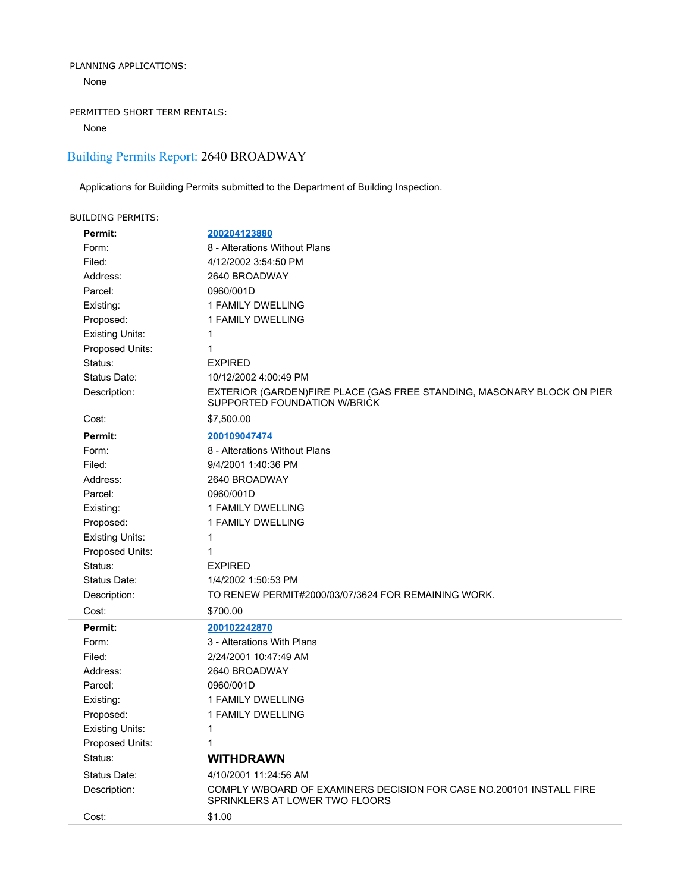PLANNING APPLICATIONS:

None

PERMITTED SHORT TERM RENTALS:

None

## Building Permits Report: 2640 BROADWAY

Applications for Building Permits submitted to the Department of Building Inspection.

BUILDING PERMITS:

| | |
|---|---|
| **Permit:** | **200204123880** |
| Form: | 8 - Alterations Without Plans |
| Filed: | 4/12/2002 3:54:50 PM |
| Address: | 2640 BROADWAY |
| Parcel: | 0960/001D |
| Existing: | 1 FAMILY DWELLING |
| Proposed: | 1 FAMILY DWELLING |
| Existing Units: | 1 |
| Proposed Units: | 1 |
| Status: | EXPIRED |
| Status Date: | 10/12/2002 4:00:49 PM |
| Description: | EXTERIOR (GARDEN)FIRE PLACE (GAS FREE STANDING, MASONARY BLOCK ON PIER SUPPORTED FOUNDATION W/BRICK |
| Cost: | $7,500.00 |

| | |
|---|---|
| **Permit:** | **200109047474** |
| Form: | 8 - Alterations Without Plans |
| Filed: | 9/4/2001 1:40:36 PM |
| Address: | 2640 BROADWAY |
| Parcel: | 0960/001D |
| Existing: | 1 FAMILY DWELLING |
| Proposed: | 1 FAMILY DWELLING |
| Existing Units: | 1 |
| Proposed Units: | 1 |
| Status: | EXPIRED |
| Status Date: | 1/4/2002 1:50:53 PM |
| Description: | TO RENEW PERMIT#2000/03/07/3624 FOR REMAINING WORK. |
| Cost: | $700.00 |

| | |
|---|---|
| **Permit:** | **200102242870** |
| Form: | 3 - Alterations With Plans |
| Filed: | 2/24/2001 10:47:49 AM |
| Address: | 2640 BROADWAY |
| Parcel: | 0960/001D |
| Existing: | 1 FAMILY DWELLING |
| Proposed: | 1 FAMILY DWELLING |
| Existing Units: | 1 |
| Proposed Units: | 1 |
| Status: | **WITHDRAWN** |
| Status Date: | 4/10/2001 11:24:56 AM |
| Description: | COMPLY W/BOARD OF EXAMINERS DECISION FOR CASE NO.200101 INSTALL FIRE SPRINKLERS AT LOWER TWO FLOORS |
| Cost: | $1.00 |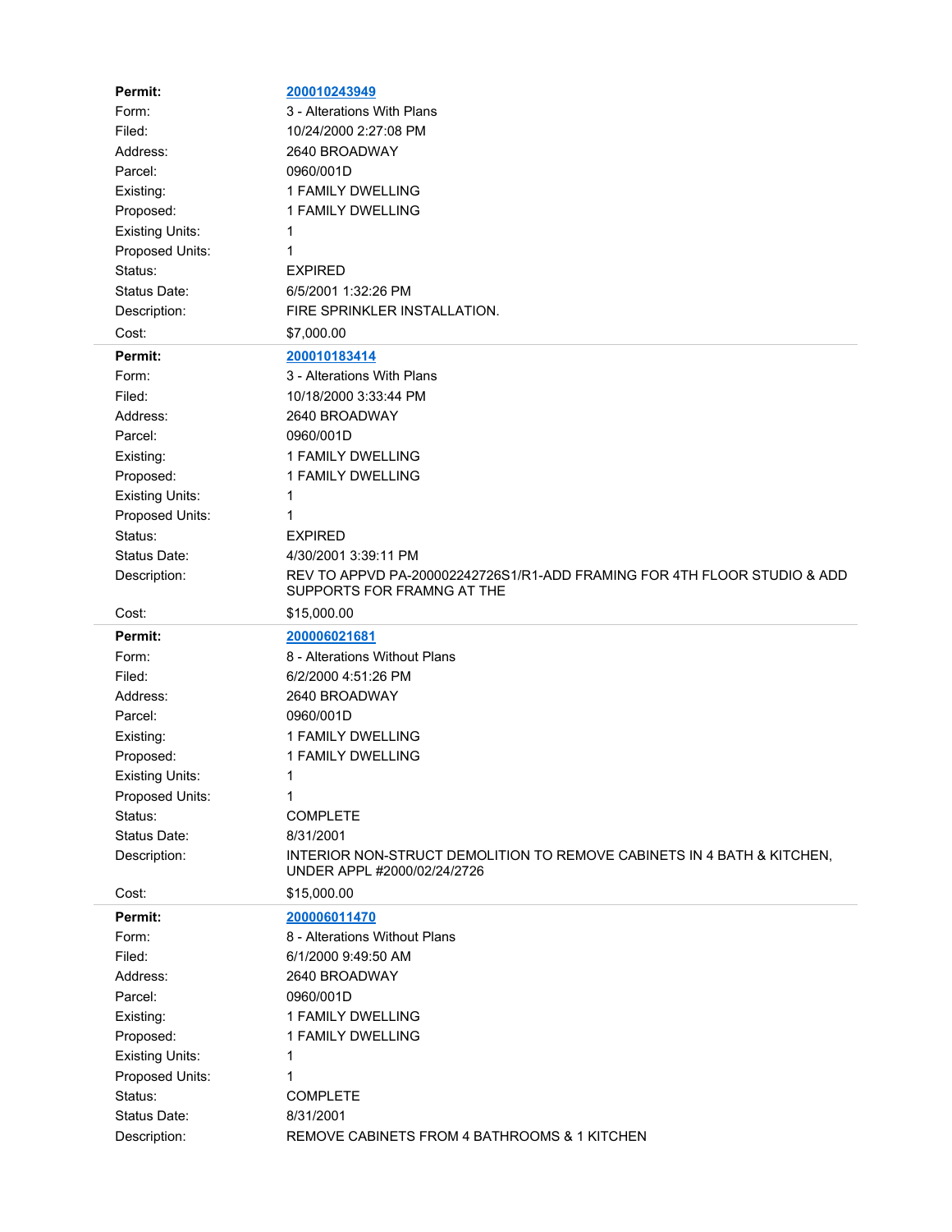| | |
|---|---|
| **Permit:** | 200010243949 |
| Form: | 3 - Alterations With Plans |
| Filed: | 10/24/2000 2:27:08 PM |
| Address: | 2640 BROADWAY |
| Parcel: | 0960/001D |
| Existing: | 1 FAMILY DWELLING |
| Proposed: | 1 FAMILY DWELLING |
| Existing Units: | 1 |
| Proposed Units: | 1 |
| Status: | EXPIRED |
| Status Date: | 6/5/2001 1:32:26 PM |
| Description: | FIRE SPRINKLER INSTALLATION. |
| Cost: | $7,000.00 |

| | |
|---|---|
| **Permit:** | 200010183414 |
| Form: | 3 - Alterations With Plans |
| Filed: | 10/18/2000 3:33:44 PM |
| Address: | 2640 BROADWAY |
| Parcel: | 0960/001D |
| Existing: | 1 FAMILY DWELLING |
| Proposed: | 1 FAMILY DWELLING |
| Existing Units: | 1 |
| Proposed Units: | 1 |
| Status: | EXPIRED |
| Status Date: | 4/30/2001 3:39:11 PM |
| Description: | REV TO APPVD PA-200022242726S1/R1-ADD FRAMING FOR 4TH FLOOR STUDIO & ADD SUPPORTS FOR FRAMNG AT THE |
| Cost: | $15,000.00 |

| | |
|---|---|
| **Permit:** | 200006021681 |
| Form: | 8 - Alterations Without Plans |
| Filed: | 6/2/2000 4:51:26 PM |
| Address: | 2640 BROADWAY |
| Parcel: | 0960/001D |
| Existing: | 1 FAMILY DWELLING |
| Proposed: | 1 FAMILY DWELLING |
| Existing Units: | 1 |
| Proposed Units: | 1 |
| Status: | COMPLETE |
| Status Date: | 8/31/2001 |
| Description: | INTERIOR NON-STRUCT DEMOLITION TO REMOVE CABINETS IN 4 BATH & KITCHEN, UNDER APPL #2000/02/24/2726 |
| Cost: | $15,000.00 |

| | |
|---|---|
| **Permit:** | 200006011470 |
| Form: | 8 - Alterations Without Plans |
| Filed: | 6/1/2000 9:49:50 AM |
| Address: | 2640 BROADWAY |
| Parcel: | 0960/001D |
| Existing: | 1 FAMILY DWELLING |
| Proposed: | 1 FAMILY DWELLING |
| Existing Units: | 1 |
| Proposed Units: | 1 |
| Status: | COMPLETE |
| Status Date: | 8/31/2001 |
| Description: | REMOVE CABINETS FROM 4 BATHROOMS & 1 KITCHEN |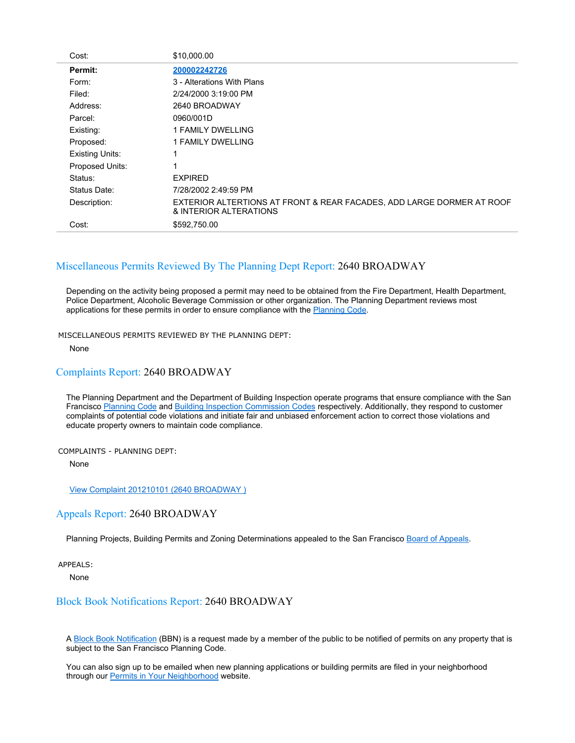| | |
|---|---|
| Cost: | $10,000.00 |
| **Permit:** | **200002242726** |
| Form: | 3 - Alterations With Plans |
| Filed: | 2/24/2000 3:19:00 PM |
| Address: | 2640 BROADWAY |
| Parcel: | 0960/001D |
| Existing: | 1 FAMILY DWELLING |
| Proposed: | 1 FAMILY DWELLING |
| Existing Units: | 1 |
| Proposed Units: | 1 |
| Status: | EXPIRED |
| Status Date: | 7/28/2002 2:49:59 PM |
| Description: | EXTERIOR ALTERTIONS AT FRONT & REAR FACADES, ADD LARGE DORMER AT ROOF & INTERIOR ALTERATIONS |
| Cost: | $592,750.00 |

## Miscellaneous Permits Reviewed By The Planning Dept Report: 2640 BROADWAY

Depending on the activity being proposed a permit may need to be obtained from the Fire Department, Health Department, Police Department, Alcoholic Beverage Commission or other organization. The Planning Department reviews most applications for these permits in order to ensure compliance with the Planning Code.

MISCELLANEOUS PERMITS REVIEWED BY THE PLANNING DEPT:

None

## Complaints Report: 2640 BROADWAY

The Planning Department and the Department of Building Inspection operate programs that ensure compliance with the San Francisco Planning Code and Building Inspection Commission Codes respectively. Additionally, they respond to customer complaints of potential code violations and initiate fair and unbiased enforcement action to correct those violations and educate property owners to maintain code compliance.

COMPLAINTS - PLANNING DEPT:

None

View Complaint 201210101 (2640 BROADWAY )

## Appeals Report: 2640 BROADWAY

Planning Projects, Building Permits and Zoning Determinations appealed to the San Francisco Board of Appeals.

APPEALS:

None

## Block Book Notifications Report: 2640 BROADWAY

A Block Book Notification (BBN) is a request made by a member of the public to be notified of permits on any property that is subject to the San Francisco Planning Code.

You can also sign up to be emailed when new planning applications or building permits are filed in your neighborhood through our Permits in Your Neighborhood website.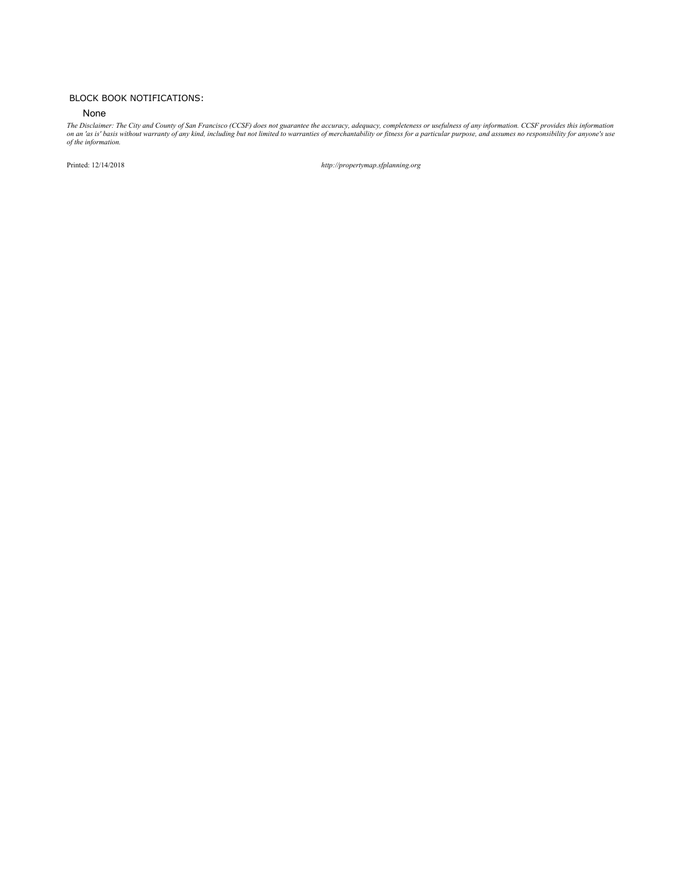BLOCK BOOK NOTIFICATIONS:

None

*The Disclaimer: The City and County of San Francisco (CCSF) does not guarantee the accuracy, adequacy, completeness or usefulness of any information. CCSF provides this information on an 'as is' basis without warranty of any kind, including but not limited to warranties of merchantability or fitness for a particular purpose, and assumes no responsibility for anyone's use of the information.*

Printed: 12/14/2018 *http://propertymap.sfplanning.org*